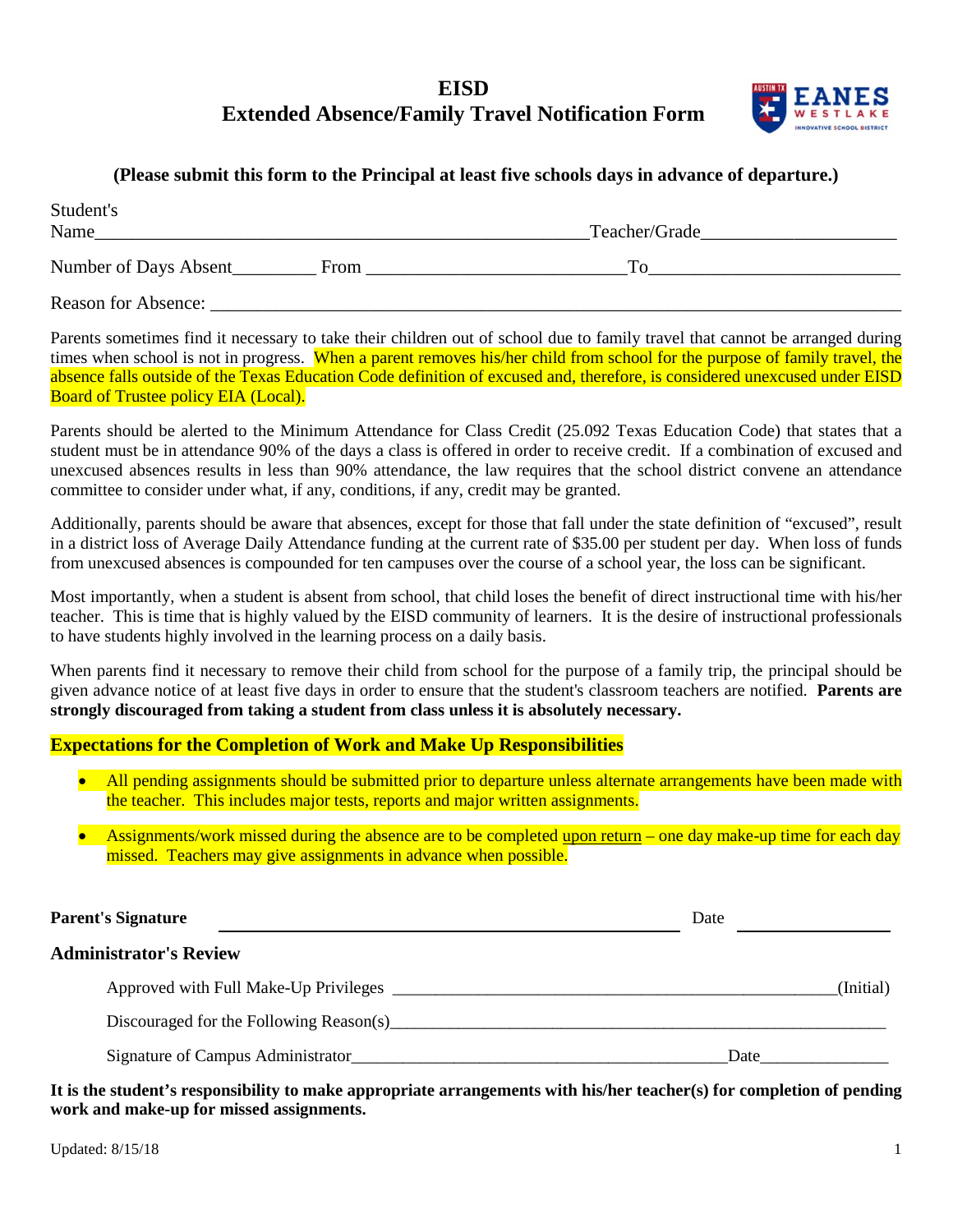# EISD
# Extended Absence/Family Travel Notification Form

**(Please submit this form to the Principal at least five schools days in advance of departure.)**

Student's Name_______________________________________________________Teacher/Grade_____________________

Number of Days Absent_________ From ____________________________To___________________________

Reason for Absence: ___________________________________________________________________________

Parents sometimes find it necessary to take their children out of school due to family travel that cannot be arranged during times when school is not in progress. When a parent removes his/her child from school for the purpose of family travel, the absence falls outside of the Texas Education Code definition of excused and, therefore, is considered unexcused under EISD Board of Trustee policy EIA (Local).

Parents should be alerted to the Minimum Attendance for Class Credit (25.092 Texas Education Code) that states that a student must be in attendance 90% of the days a class is offered in order to receive credit. If a combination of excused and unexcused absences results in less than 90% attendance, the law requires that the school district convene an attendance committee to consider under what, if any, conditions, if any, credit may be granted.

Additionally, parents should be aware that absences, except for those that fall under the state definition of "excused", result in a district loss of Average Daily Attendance funding at the current rate of $35.00 per student per day. When loss of funds from unexcused absences is compounded for ten campuses over the course of a school year, the loss can be significant.

Most importantly, when a student is absent from school, that child loses the benefit of direct instructional time with his/her teacher. This is time that is highly valued by the EISD community of learners. It is the desire of instructional professionals to have students highly involved in the learning process on a daily basis.

When parents find it necessary to remove their child from school for the purpose of a family trip, the principal should be given advance notice of at least five days in order to ensure that the student's classroom teachers are notified. **Parents are strongly discouraged from taking a student from class unless it is absolutely necessary.**

**Expectations for the Completion of Work and Make Up Responsibilities**

- All pending assignments should be submitted prior to departure unless alternate arrangements have been made with the teacher. This includes major tests, reports and major written assignments.
- Assignments/work missed during the absence are to be completed upon return – one day make-up time for each day missed. Teachers may give assignments in advance when possible.

**Parent's Signature** ______________________________________________ Date ________________

**Administrator's Review**

Approved with Full Make-Up Privileges _____________________________________________________(Initial)

Discouraged for the Following Reason(s)___________________________________________________________

Signature of Campus Administrator__________________________________________Date_______________

**It is the student's responsibility to make appropriate arrangements with his/her teacher(s) for completion of pending work and make-up for missed assignments.**

Updated: 8/15/18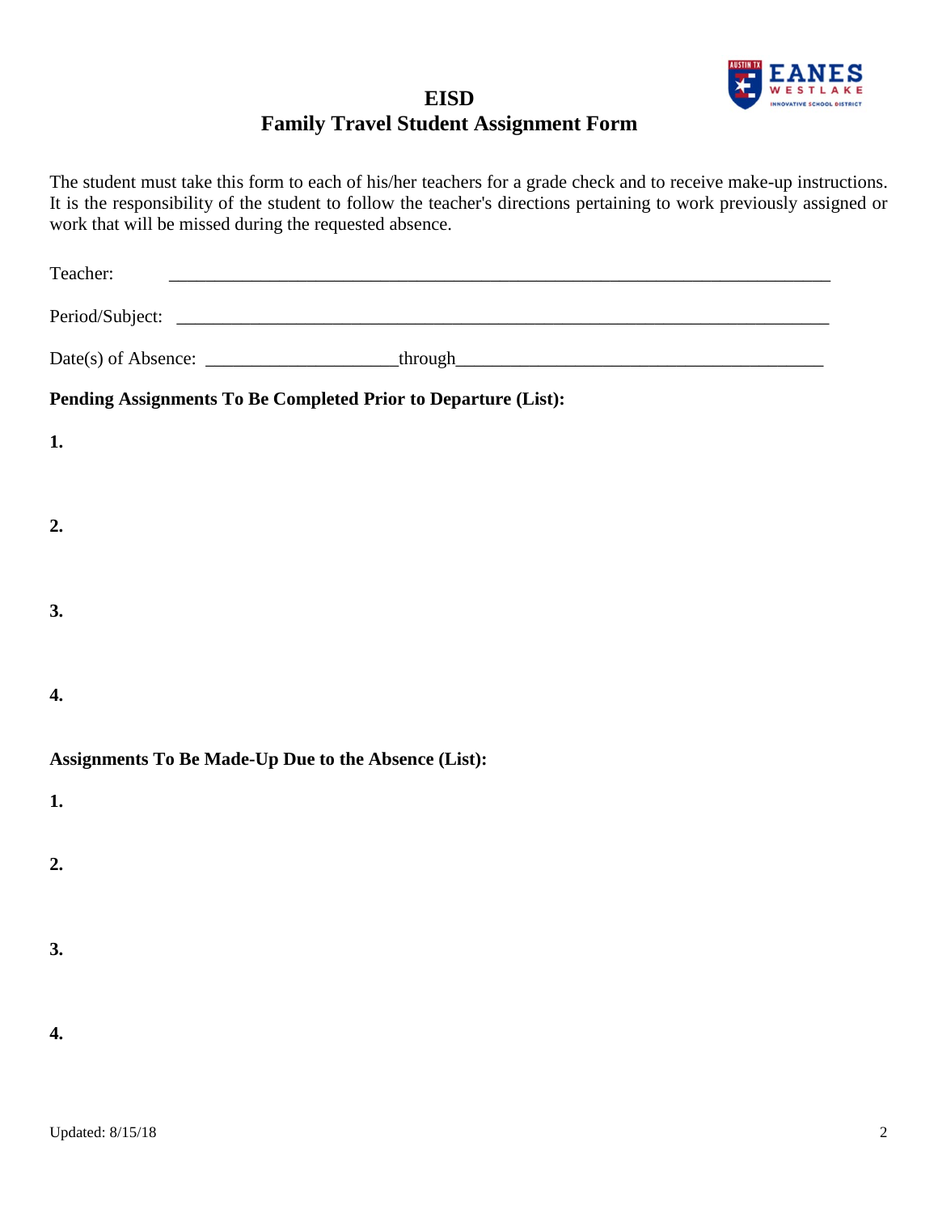# EISD
## Family Travel Student Assignment Form

The student must take this form to each of his/her teachers for a grade check and to receive make-up instructions. It is the responsibility of the student to follow the teacher's directions pertaining to work previously assigned or work that will be missed during the requested absence.

Teacher: ___________________________________________________________________________

Period/Subject: ___________________________________________________________________________

Date(s) of Absence: ____________________through_________________________________________

**Pending Assignments To Be Completed Prior to Departure (List):**

**1.**

**2.**

**3.**

**4.**

**Assignments To Be Made-Up Due to the Absence (List):**

**1.**

**2.**

**3.**

**4.**

Updated: 8/15/18